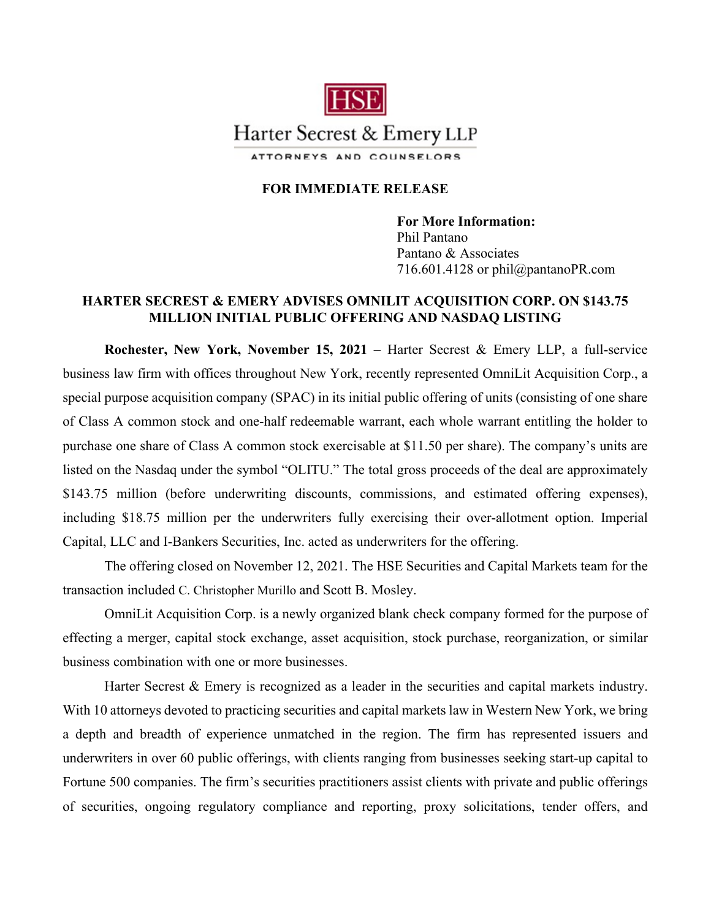HSE

Harter Secrest & Emery LLP

ATTORNEYS AND COUNSELORS

**FOR IMMEDIATE RELEASE**

**For More Information:**
Phil Pantano
Pantano & Associates
716.601.4128 or phil@pantanoPR.com

## HARTER SECREST & EMERY ADVISES OMNILIT ACQUISITION CORP. ON $143.75 MILLION INITIAL PUBLIC OFFERING AND NASDAQ LISTING

**Rochester, New York, November 15, 2021** – Harter Secrest & Emery LLP, a full-service business law firm with offices throughout New York, recently represented OmniLit Acquisition Corp., a special purpose acquisition company (SPAC) in its initial public offering of units (consisting of one share of Class A common stock and one-half redeemable warrant, each whole warrant entitling the holder to purchase one share of Class A common stock exercisable at $11.50 per share). The company's units are listed on the Nasdaq under the symbol "OLITU." The total gross proceeds of the deal are approximately $143.75 million (before underwriting discounts, commissions, and estimated offering expenses), including $18.75 million per the underwriters fully exercising their over-allotment option. Imperial Capital, LLC and I-Bankers Securities, Inc. acted as underwriters for the offering.

The offering closed on November 12, 2021. The HSE Securities and Capital Markets team for the transaction included C. Christopher Murillo and Scott B. Mosley.

OmniLit Acquisition Corp. is a newly organized blank check company formed for the purpose of effecting a merger, capital stock exchange, asset acquisition, stock purchase, reorganization, or similar business combination with one or more businesses.

Harter Secrest & Emery is recognized as a leader in the securities and capital markets industry. With 10 attorneys devoted to practicing securities and capital markets law in Western New York, we bring a depth and breadth of experience unmatched in the region. The firm has represented issuers and underwriters in over 60 public offerings, with clients ranging from businesses seeking start-up capital to Fortune 500 companies. The firm's securities practitioners assist clients with private and public offerings of securities, ongoing regulatory compliance and reporting, proxy solicitations, tender offers, and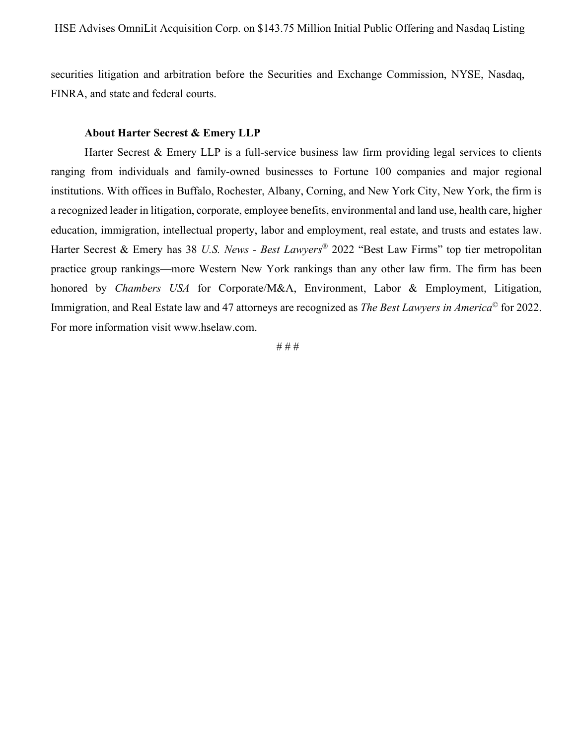securities litigation and arbitration before the Securities and Exchange Commission, NYSE, Nasdaq, FINRA, and state and federal courts.

**About Harter Secrest & Emery LLP**

Harter Secrest & Emery LLP is a full-service business law firm providing legal services to clients ranging from individuals and family-owned businesses to Fortune 100 companies and major regional institutions. With offices in Buffalo, Rochester, Albany, Corning, and New York City, New York, the firm is a recognized leader in litigation, corporate, employee benefits, environmental and land use, health care, higher education, immigration, intellectual property, labor and employment, real estate, and trusts and estates law. Harter Secrest & Emery has 38 *U.S. News - Best Lawyers*® 2022 "Best Law Firms" top tier metropolitan practice group rankings—more Western New York rankings than any other law firm. The firm has been honored by *Chambers USA* for Corporate/M&A, Environment, Labor & Employment, Litigation, Immigration, and Real Estate law and 47 attorneys are recognized as *The Best Lawyers in America*© for 2022. For more information visit www.hselaw.com.

# # #